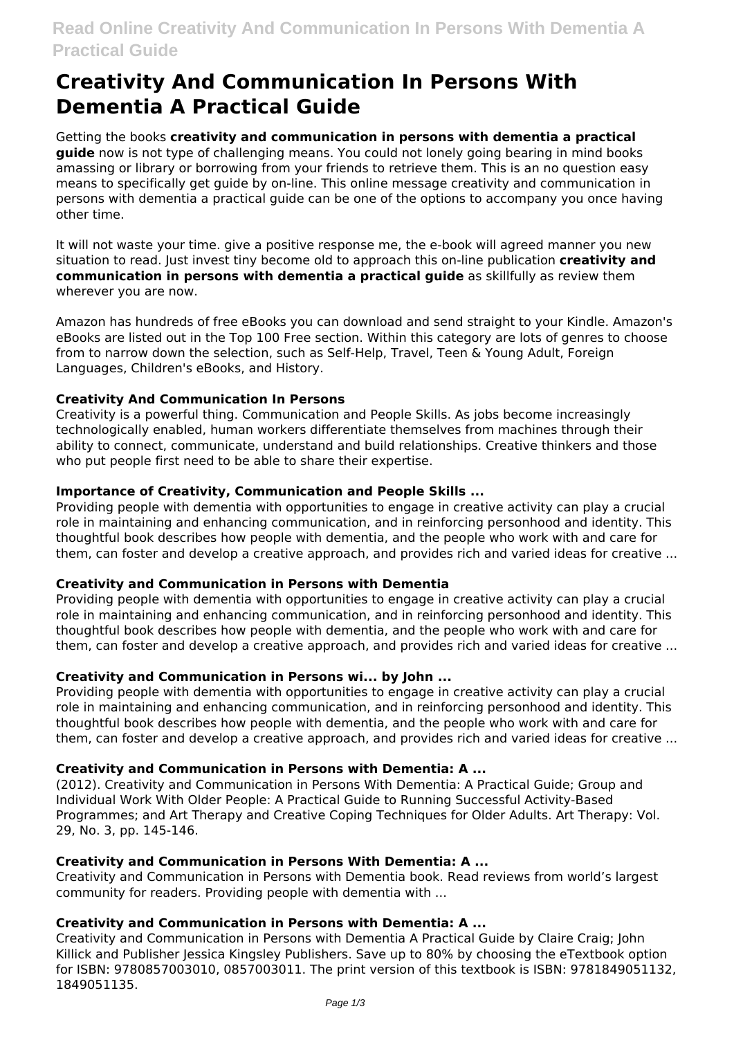# Creativity And Communication In Persons With Dementia A Practical Guide

Getting the books **creativity and communication in persons with dementia a practical guide** now is not type of challenging means. You could not lonely going bearing in mind books amassing or library or borrowing from your friends to retrieve them. This is an no question easy means to specifically get guide by on-line. This online message creativity and communication in persons with dementia a practical guide can be one of the options to accompany you once having other time.

It will not waste your time. give a positive response me, the e-book will agreed manner you new situation to read. Just invest tiny become old to approach this on-line publication **creativity and communication in persons with dementia a practical guide** as skillfully as review them wherever you are now.

Amazon has hundreds of free eBooks you can download and send straight to your Kindle. Amazon's eBooks are listed out in the Top 100 Free section. Within this category are lots of genres to choose from to narrow down the selection, such as Self-Help, Travel, Teen & Young Adult, Foreign Languages, Children's eBooks, and History.

### Creativity And Communication In Persons

Creativity is a powerful thing. Communication and People Skills. As jobs become increasingly technologically enabled, human workers differentiate themselves from machines through their ability to connect, communicate, understand and build relationships. Creative thinkers and those who put people first need to be able to share their expertise.

### Importance of Creativity, Communication and People Skills ...

Providing people with dementia with opportunities to engage in creative activity can play a crucial role in maintaining and enhancing communication, and in reinforcing personhood and identity. This thoughtful book describes how people with dementia, and the people who work with and care for them, can foster and develop a creative approach, and provides rich and varied ideas for creative ...

### Creativity and Communication in Persons with Dementia

Providing people with dementia with opportunities to engage in creative activity can play a crucial role in maintaining and enhancing communication, and in reinforcing personhood and identity. This thoughtful book describes how people with dementia, and the people who work with and care for them, can foster and develop a creative approach, and provides rich and varied ideas for creative ...

### Creativity and Communication in Persons wi... by John ...

Providing people with dementia with opportunities to engage in creative activity can play a crucial role in maintaining and enhancing communication, and in reinforcing personhood and identity. This thoughtful book describes how people with dementia, and the people who work with and care for them, can foster and develop a creative approach, and provides rich and varied ideas for creative ...

### Creativity and Communication in Persons with Dementia: A ...

(2012). Creativity and Communication in Persons With Dementia: A Practical Guide; Group and Individual Work With Older People: A Practical Guide to Running Successful Activity-Based Programmes; and Art Therapy and Creative Coping Techniques for Older Adults. Art Therapy: Vol. 29, No. 3, pp. 145-146.

### Creativity and Communication in Persons With Dementia: A ...

Creativity and Communication in Persons with Dementia book. Read reviews from world's largest community for readers. Providing people with dementia with ...

### Creativity and Communication in Persons with Dementia: A ...

Creativity and Communication in Persons with Dementia A Practical Guide by Claire Craig; John Killick and Publisher Jessica Kingsley Publishers. Save up to 80% by choosing the eTextbook option for ISBN: 9780857003010, 0857003011. The print version of this textbook is ISBN: 9781849051132, 1849051135.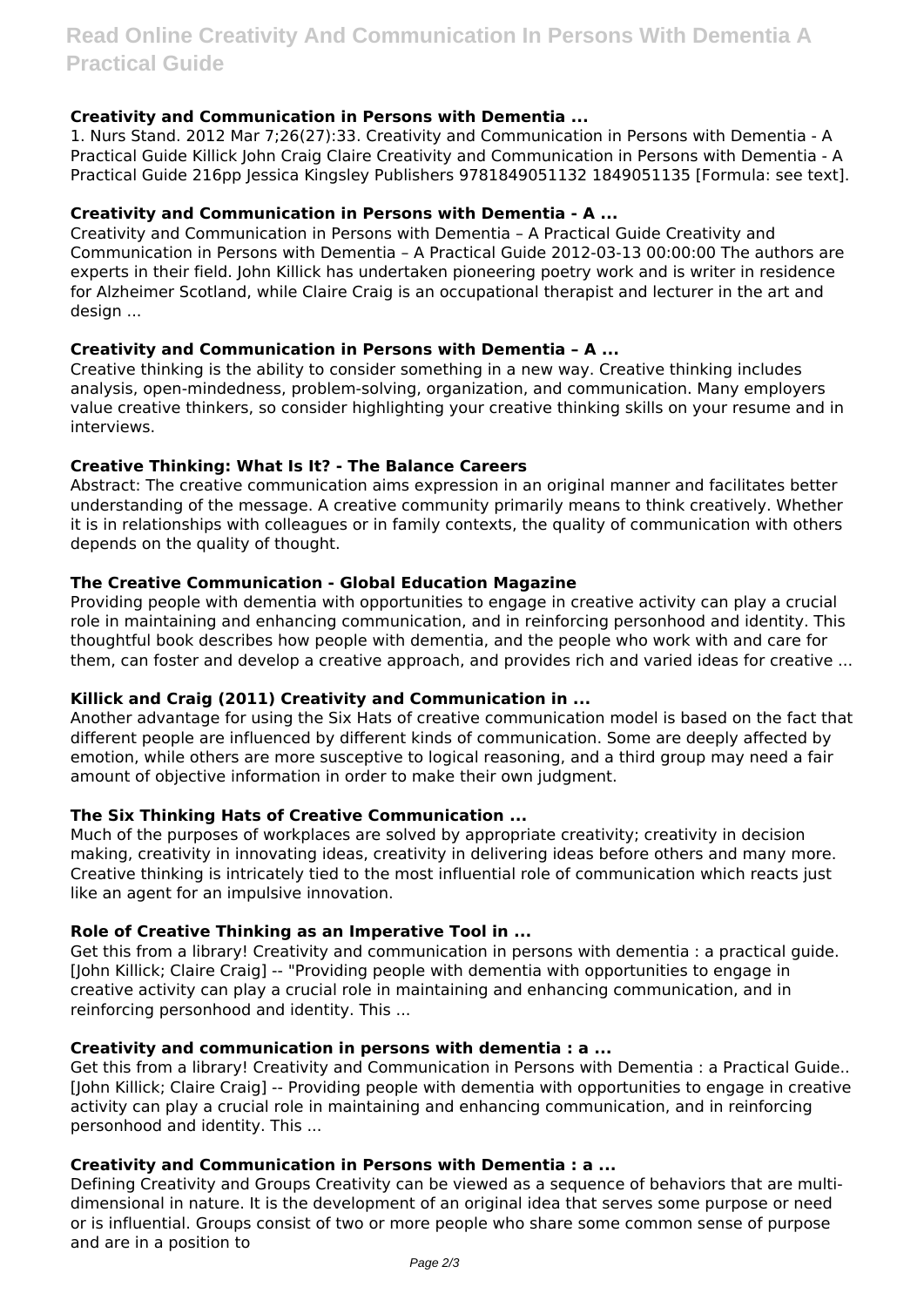### Creativity and Communication in Persons with Dementia ...

1. Nurs Stand. 2012 Mar 7;26(27):33. Creativity and Communication in Persons with Dementia - A Practical Guide Killick John Craig Claire Creativity and Communication in Persons with Dementia - A Practical Guide 216pp Jessica Kingsley Publishers 9781849051132 1849051135 [Formula: see text].

### Creativity and Communication in Persons with Dementia - A ...

Creativity and Communication in Persons with Dementia – A Practical Guide Creativity and Communication in Persons with Dementia – A Practical Guide 2012-03-13 00:00:00 The authors are experts in their field. John Killick has undertaken pioneering poetry work and is writer in residence for Alzheimer Scotland, while Claire Craig is an occupational therapist and lecturer in the art and design ...

### Creativity and Communication in Persons with Dementia – A ...

Creative thinking is the ability to consider something in a new way. Creative thinking includes analysis, open-mindedness, problem-solving, organization, and communication. Many employers value creative thinkers, so consider highlighting your creative thinking skills on your resume and in interviews.

### Creative Thinking: What Is It? - The Balance Careers

Abstract: The creative communication aims expression in an original manner and facilitates better understanding of the message. A creative community primarily means to think creatively. Whether it is in relationships with colleagues or in family contexts, the quality of communication with others depends on the quality of thought.

### The Creative Communication - Global Education Magazine

Providing people with dementia with opportunities to engage in creative activity can play a crucial role in maintaining and enhancing communication, and in reinforcing personhood and identity. This thoughtful book describes how people with dementia, and the people who work with and care for them, can foster and develop a creative approach, and provides rich and varied ideas for creative ...

### Killick and Craig (2011) Creativity and Communication in ...

Another advantage for using the Six Hats of creative communication model is based on the fact that different people are influenced by different kinds of communication. Some are deeply affected by emotion, while others are more susceptive to logical reasoning, and a third group may need a fair amount of objective information in order to make their own judgment.

### The Six Thinking Hats of Creative Communication ...

Much of the purposes of workplaces are solved by appropriate creativity; creativity in decision making, creativity in innovating ideas, creativity in delivering ideas before others and many more. Creative thinking is intricately tied to the most influential role of communication which reacts just like an agent for an impulsive innovation.

### Role of Creative Thinking as an Imperative Tool in ...

Get this from a library! Creativity and communication in persons with dementia : a practical guide. [John Killick; Claire Craig] -- "Providing people with dementia with opportunities to engage in creative activity can play a crucial role in maintaining and enhancing communication, and in reinforcing personhood and identity. This ...

### Creativity and communication in persons with dementia : a ...

Get this from a library! Creativity and Communication in Persons with Dementia : a Practical Guide.. [John Killick; Claire Craig] -- Providing people with dementia with opportunities to engage in creative activity can play a crucial role in maintaining and enhancing communication, and in reinforcing personhood and identity. This ...

### Creativity and Communication in Persons with Dementia : a ...

Defining Creativity and Groups Creativity can be viewed as a sequence of behaviors that are multi-dimensional in nature. It is the development of an original idea that serves some purpose or need or is influential. Groups consist of two or more people who share some common sense of purpose and are in a position to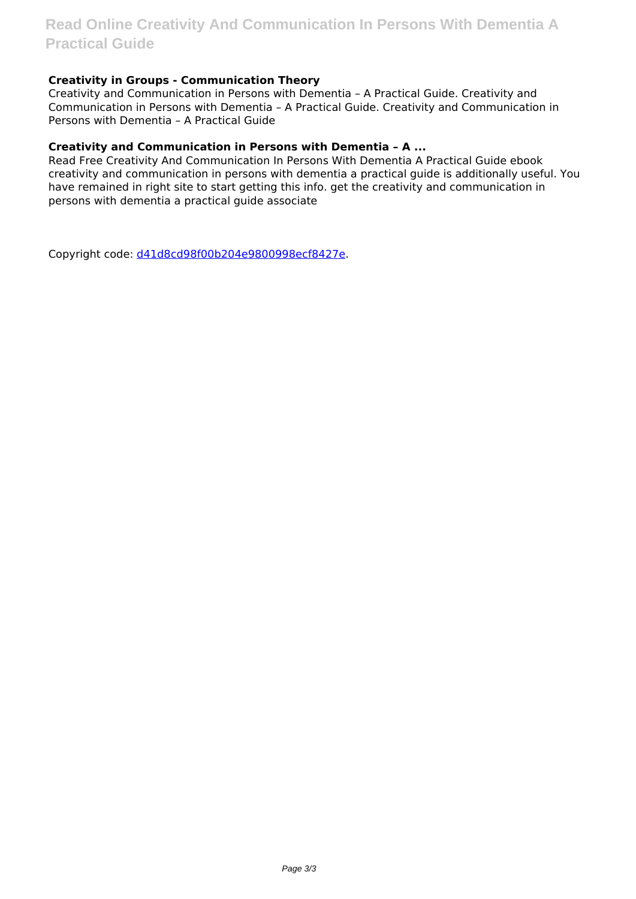### Creativity in Groups - Communication Theory

Creativity and Communication in Persons with Dementia – A Practical Guide. Creativity and Communication in Persons with Dementia – A Practical Guide. Creativity and Communication in Persons with Dementia – A Practical Guide

### Creativity and Communication in Persons with Dementia – A ...

Read Free Creativity And Communication In Persons With Dementia A Practical Guide ebook creativity and communication in persons with dementia a practical guide is additionally useful. You have remained in right site to start getting this info. get the creativity and communication in persons with dementia a practical guide associate

Copyright code: d41d8cd98f00b204e9800998ecf8427e.